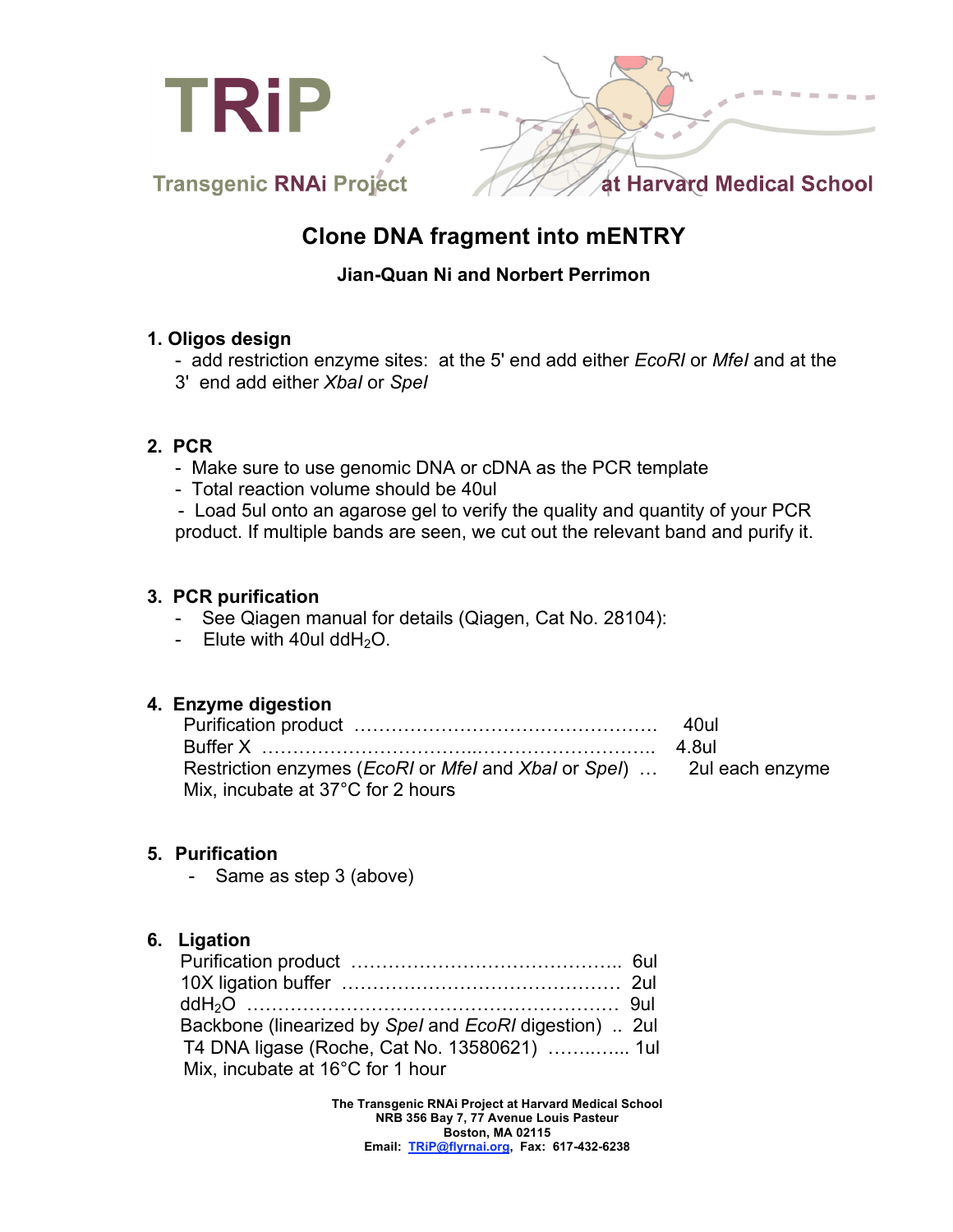# TRiP

Transgenic RNAi Project at Harvard Medical School

## Clone DNA fragment into mENTRY

**Jian-Quan Ni and Norbert Perrimon**

### 1. Oligos design

- add restriction enzyme sites: at the 5' end add either *EcoRI* or *MfeI* and at the 3' end add either *XbaI* or *SpeI*

### 2. PCR

- Make sure to use genomic DNA or cDNA as the PCR template
- Total reaction volume should be 40ul
- Load 5ul onto an agarose gel to verify the quality and quantity of your PCR product. If multiple bands are seen, we cut out the relevant band and purify it.

### 3. PCR purification

- See Qiagen manual for details (Qiagen, Cat No. 28104):
- Elute with 40ul dd$H_2O$.

### 4. Enzyme digestion

Purification product ……………………………………………. 40ul
Buffer X ………………………….……………………….. 4.8ul
Restriction enzymes (*EcoRI* or *MfeI* and *XbaI* or *SpeI*) … 2ul each enzyme
Mix, incubate at 37°C for 2 hours

### 5. Purification

- Same as step 3 (above)

### 6. Ligation

Purification product …………………………………….. 6ul
10X ligation buffer ……………………………………… 2ul
dd$H_2O$ …………………………………………………. 9ul
Backbone (linearized by *SpeI* and *EcoRI* digestion) .. 2ul
T4 DNA ligase (Roche, Cat No. 13580621) ……..….. 1ul
Mix, incubate at 16°C for 1 hour

**The Transgenic RNAi Project at Harvard Medical School**
**NRB 356 Bay 7, 77 Avenue Louis Pasteur**
**Boston, MA 02115**
**Email: TRiP@flyrnai.org, Fax: 617-432-6238**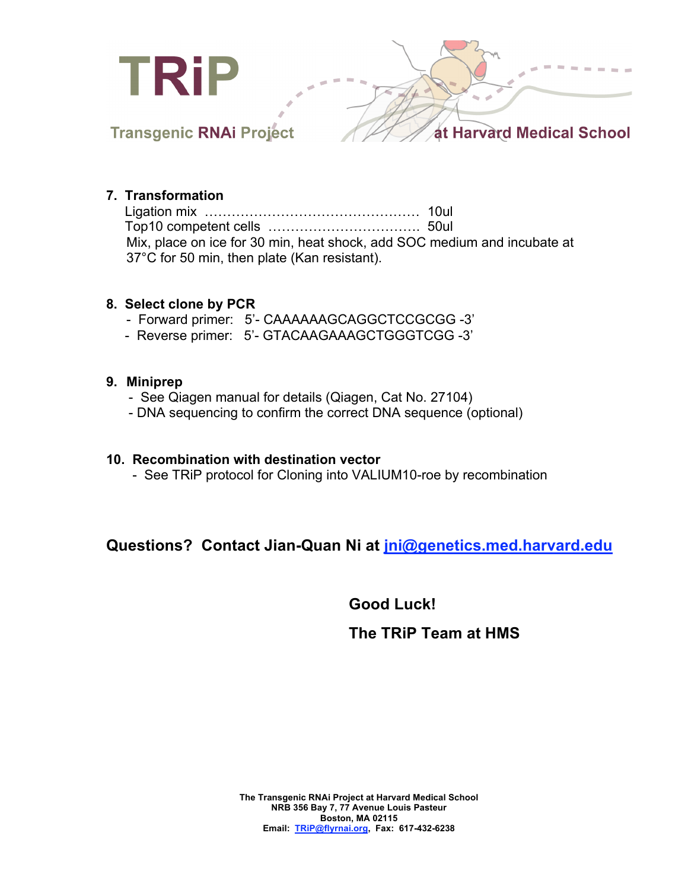7. **Transformation**

   Ligation mix ………………………………………… 10ul
   Top10 competent cells …………………………… 50ul

   Mix, place on ice for 30 min, heat shock, add SOC medium and incubate at 37°C for 50 min, then plate (Kan resistant).

8. **Select clone by PCR**
   - Forward primer: 5'- CAAAAAAGCAGGCTCCGCGG -3'
   - Reverse primer: 5'- GTACAAGAAAGCTGGGTCGG -3'

9. **Miniprep**
   - See Qiagen manual for details (Qiagen, Cat No. 27104)
   - DNA sequencing to confirm the correct DNA sequence (optional)

10. **Recombination with destination vector**
    - See TRiP protocol for Cloning into VALIUM10-roe by recombination

**Questions? Contact Jian-Quan Ni at jni@genetics.med.harvard.edu**

**Good Luck!**

**The TRiP Team at HMS**